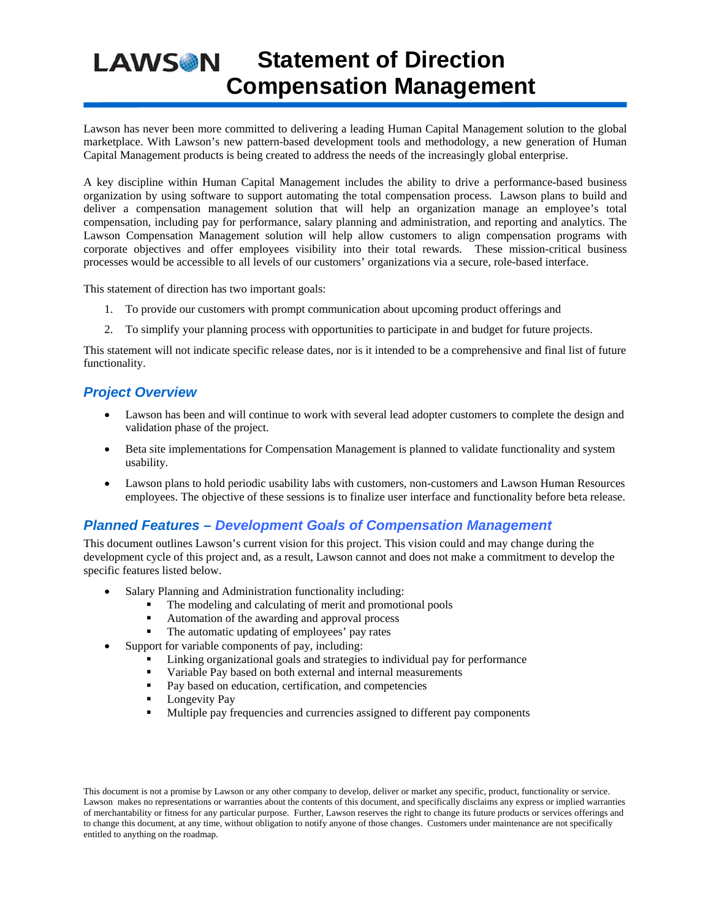# LAWSON Statement of Direction Compensation Management

Lawson has never been more committed to delivering a leading Human Capital Management solution to the global marketplace. With Lawson's new pattern-based development tools and methodology, a new generation of Human Capital Management products is being created to address the needs of the increasingly global enterprise.

A key discipline within Human Capital Management includes the ability to drive a performance-based business organization by using software to support automating the total compensation process. Lawson plans to build and deliver a compensation management solution that will help an organization manage an employee's total compensation, including pay for performance, salary planning and administration, and reporting and analytics. The Lawson Compensation Management solution will help allow customers to align compensation programs with corporate objectives and offer employees visibility into their total rewards. These mission-critical business processes would be accessible to all levels of our customers' organizations via a secure, role-based interface.

This statement of direction has two important goals:

1. To provide our customers with prompt communication about upcoming product offerings and
2. To simplify your planning process with opportunities to participate in and budget for future projects.

This statement will not indicate specific release dates, nor is it intended to be a comprehensive and final list of future functionality.

## *Project Overview*

- Lawson has been and will continue to work with several lead adopter customers to complete the design and validation phase of the project.
- Beta site implementations for Compensation Management is planned to validate functionality and system usability.
- Lawson plans to hold periodic usability labs with customers, non-customers and Lawson Human Resources employees. The objective of these sessions is to finalize user interface and functionality before beta release.

## *Planned Features – Development Goals of Compensation Management*

This document outlines Lawson's current vision for this project. This vision could and may change during the development cycle of this project and, as a result, Lawson cannot and does not make a commitment to develop the specific features listed below.

- Salary Planning and Administration functionality including:
  - The modeling and calculating of merit and promotional pools
  - Automation of the awarding and approval process
  - The automatic updating of employees' pay rates
- Support for variable components of pay, including:
  - Linking organizational goals and strategies to individual pay for performance
  - Variable Pay based on both external and internal measurements
  - Pay based on education, certification, and competencies
  - Longevity Pay
  - Multiple pay frequencies and currencies assigned to different pay components

This document is not a promise by Lawson or any other company to develop, deliver or market any specific, product, functionality or service. Lawson makes no representations or warranties about the contents of this document, and specifically disclaims any express or implied warranties of merchantability or fitness for any particular purpose. Further, Lawson reserves the right to change its future products or services offerings and to change this document, at any time, without obligation to notify anyone of those changes. Customers under maintenance are not specifically entitled to anything on the roadmap.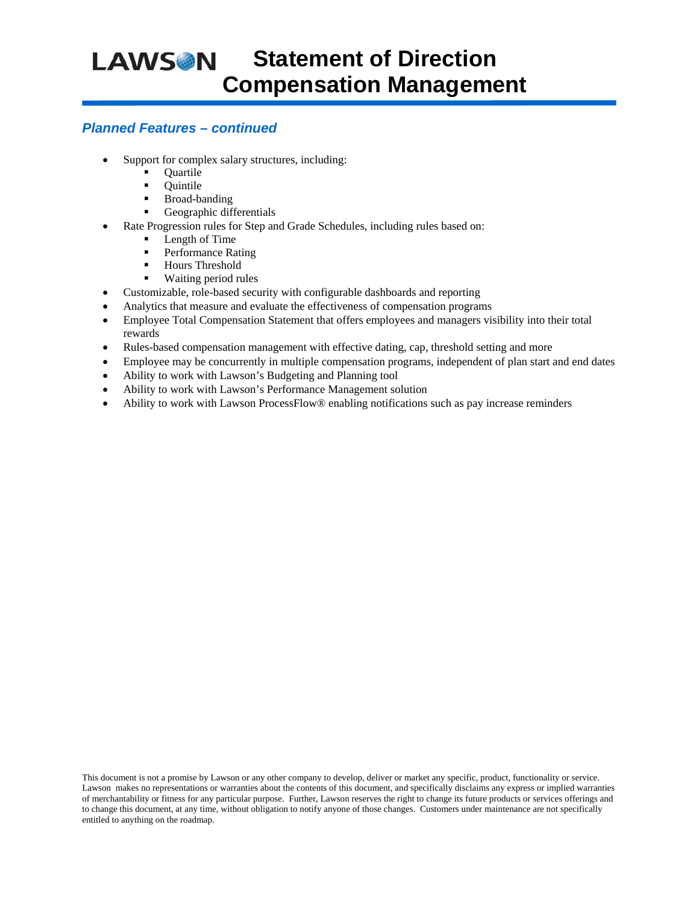## Planned Features – continued

- Support for complex salary structures, including:
  - Quartile
  - Quintile
  - Broad-banding
  - Geographic differentials
- Rate Progression rules for Step and Grade Schedules, including rules based on:
  - Length of Time
  - Performance Rating
  - Hours Threshold
  - Waiting period rules
- Customizable, role-based security with configurable dashboards and reporting
- Analytics that measure and evaluate the effectiveness of compensation programs
- Employee Total Compensation Statement that offers employees and managers visibility into their total rewards
- Rules-based compensation management with effective dating, cap, threshold setting and more
- Employee may be concurrently in multiple compensation programs, independent of plan start and end dates
- Ability to work with Lawson's Budgeting and Planning tool
- Ability to work with Lawson's Performance Management solution
- Ability to work with Lawson ProcessFlow® enabling notifications such as pay increase reminders

This document is not a promise by Lawson or any other company to develop, deliver or market any specific, product, functionality or service. Lawson makes no representations or warranties about the contents of this document, and specifically disclaims any express or implied warranties of merchantability or fitness for any particular purpose. Further, Lawson reserves the right to change its future products or services offerings and to change this document, at any time, without obligation to notify anyone of those changes. Customers under maintenance are not specifically entitled to anything on the roadmap.